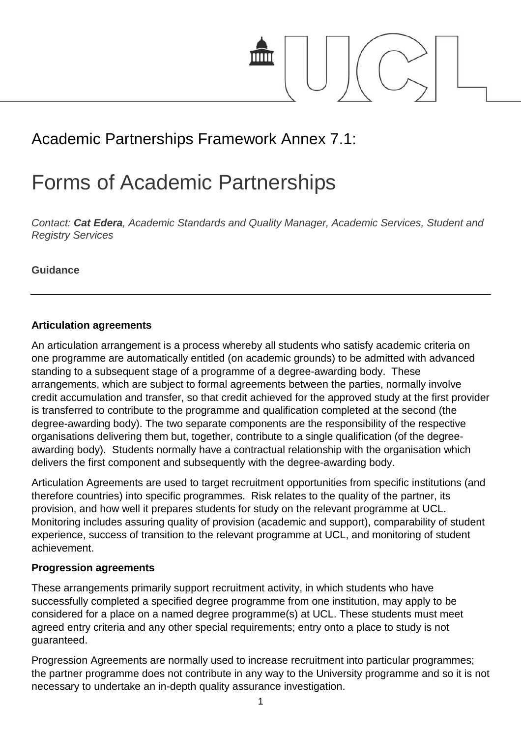# Academic Partnerships Framework Annex 7.1:

# Forms of Academic Partnerships

*Contact: **Cat Edera**, Academic Standards and Quality Manager, Academic Services, Student and Registry Services*

**Guidance**

---

**Articulation agreements**

An articulation arrangement is a process whereby all students who satisfy academic criteria on one programme are automatically entitled (on academic grounds) to be admitted with advanced standing to a subsequent stage of a programme of a degree-awarding body. These arrangements, which are subject to formal agreements between the parties, normally involve credit accumulation and transfer, so that credit achieved for the approved study at the first provider is transferred to contribute to the programme and qualification completed at the second (the degree-awarding body). The two separate components are the responsibility of the respective organisations delivering them but, together, contribute to a single qualification (of the degree-awarding body). Students normally have a contractual relationship with the organisation which delivers the first component and subsequently with the degree-awarding body.

Articulation Agreements are used to target recruitment opportunities from specific institutions (and therefore countries) into specific programmes. Risk relates to the quality of the partner, its provision, and how well it prepares students for study on the relevant programme at UCL. Monitoring includes assuring quality of provision (academic and support), comparability of student experience, success of transition to the relevant programme at UCL, and monitoring of student achievement.

**Progression agreements**

These arrangements primarily support recruitment activity, in which students who have successfully completed a specified degree programme from one institution, may apply to be considered for a place on a named degree programme(s) at UCL. These students must meet agreed entry criteria and any other special requirements; entry onto a place to study is not guaranteed.

Progression Agreements are normally used to increase recruitment into particular programmes; the partner programme does not contribute in any way to the University programme and so it is not necessary to undertake an in-depth quality assurance investigation.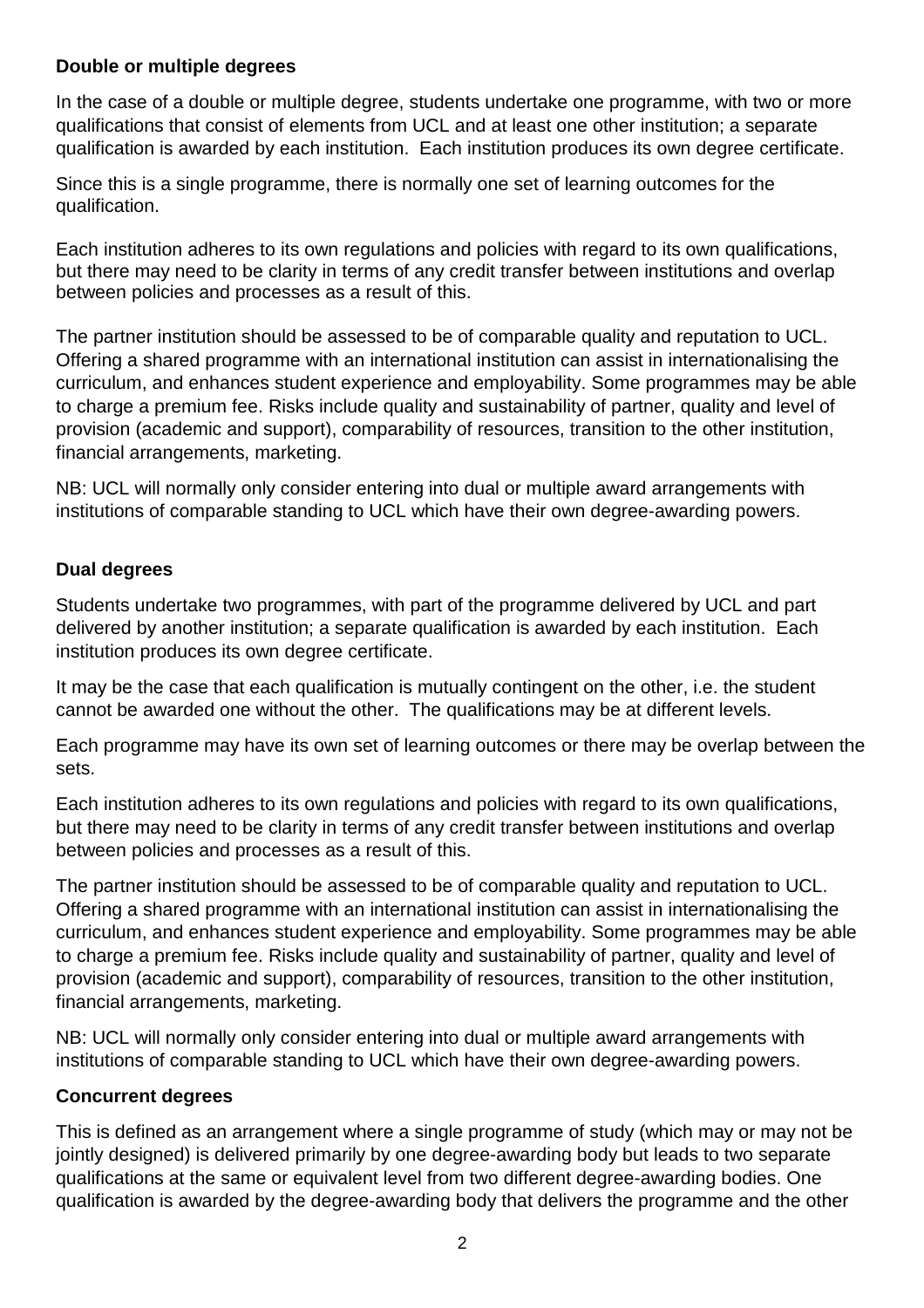**Double or multiple degrees**

In the case of a double or multiple degree, students undertake one programme, with two or more qualifications that consist of elements from UCL and at least one other institution; a separate qualification is awarded by each institution. Each institution produces its own degree certificate.

Since this is a single programme, there is normally one set of learning outcomes for the qualification.

Each institution adheres to its own regulations and policies with regard to its own qualifications, but there may need to be clarity in terms of any credit transfer between institutions and overlap between policies and processes as a result of this.

The partner institution should be assessed to be of comparable quality and reputation to UCL. Offering a shared programme with an international institution can assist in internationalising the curriculum, and enhances student experience and employability. Some programmes may be able to charge a premium fee. Risks include quality and sustainability of partner, quality and level of provision (academic and support), comparability of resources, transition to the other institution, financial arrangements, marketing.

NB: UCL will normally only consider entering into dual or multiple award arrangements with institutions of comparable standing to UCL which have their own degree-awarding powers.

**Dual degrees**

Students undertake two programmes, with part of the programme delivered by UCL and part delivered by another institution; a separate qualification is awarded by each institution. Each institution produces its own degree certificate.

It may be the case that each qualification is mutually contingent on the other, i.e. the student cannot be awarded one without the other. The qualifications may be at different levels.

Each programme may have its own set of learning outcomes or there may be overlap between the sets.

Each institution adheres to its own regulations and policies with regard to its own qualifications, but there may need to be clarity in terms of any credit transfer between institutions and overlap between policies and processes as a result of this.

The partner institution should be assessed to be of comparable quality and reputation to UCL. Offering a shared programme with an international institution can assist in internationalising the curriculum, and enhances student experience and employability. Some programmes may be able to charge a premium fee. Risks include quality and sustainability of partner, quality and level of provision (academic and support), comparability of resources, transition to the other institution, financial arrangements, marketing.

NB: UCL will normally only consider entering into dual or multiple award arrangements with institutions of comparable standing to UCL which have their own degree-awarding powers.

**Concurrent degrees**

This is defined as an arrangement where a single programme of study (which may or may not be jointly designed) is delivered primarily by one degree-awarding body but leads to two separate qualifications at the same or equivalent level from two different degree-awarding bodies. One qualification is awarded by the degree-awarding body that delivers the programme and the other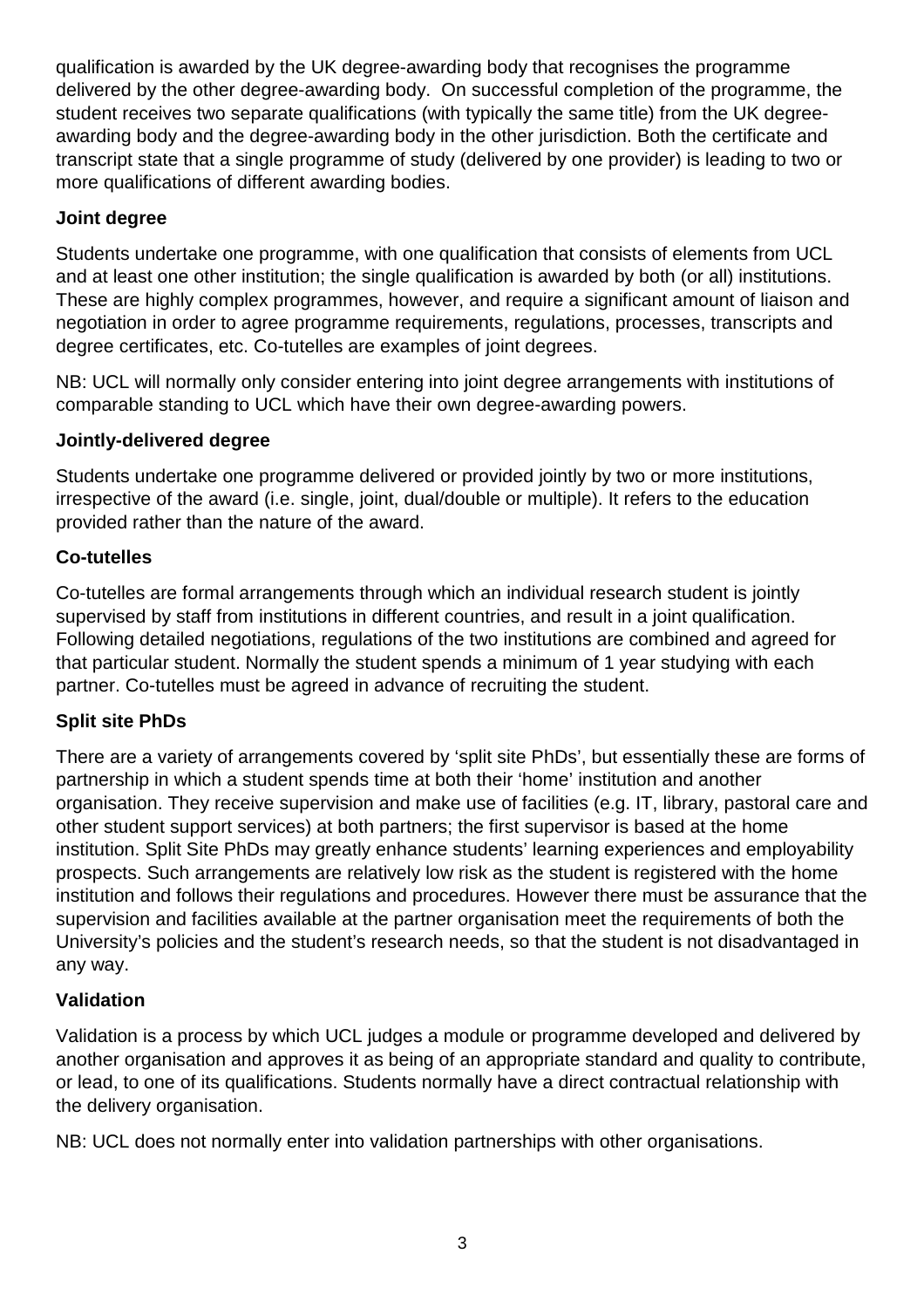qualification is awarded by the UK degree-awarding body that recognises the programme delivered by the other degree-awarding body. On successful completion of the programme, the student receives two separate qualifications (with typically the same title) from the UK degree-awarding body and the degree-awarding body in the other jurisdiction. Both the certificate and transcript state that a single programme of study (delivered by one provider) is leading to two or more qualifications of different awarding bodies.

**Joint degree**

Students undertake one programme, with one qualification that consists of elements from UCL and at least one other institution; the single qualification is awarded by both (or all) institutions. These are highly complex programmes, however, and require a significant amount of liaison and negotiation in order to agree programme requirements, regulations, processes, transcripts and degree certificates, etc. Co-tutelles are examples of joint degrees.

NB: UCL will normally only consider entering into joint degree arrangements with institutions of comparable standing to UCL which have their own degree-awarding powers.

**Jointly-delivered degree**

Students undertake one programme delivered or provided jointly by two or more institutions, irrespective of the award (i.e. single, joint, dual/double or multiple). It refers to the education provided rather than the nature of the award.

**Co-tutelles**

Co-tutelles are formal arrangements through which an individual research student is jointly supervised by staff from institutions in different countries, and result in a joint qualification. Following detailed negotiations, regulations of the two institutions are combined and agreed for that particular student. Normally the student spends a minimum of 1 year studying with each partner. Co-tutelles must be agreed in advance of recruiting the student.

**Split site PhDs**

There are a variety of arrangements covered by 'split site PhDs', but essentially these are forms of partnership in which a student spends time at both their 'home' institution and another organisation. They receive supervision and make use of facilities (e.g. IT, library, pastoral care and other student support services) at both partners; the first supervisor is based at the home institution. Split Site PhDs may greatly enhance students' learning experiences and employability prospects. Such arrangements are relatively low risk as the student is registered with the home institution and follows their regulations and procedures. However there must be assurance that the supervision and facilities available at the partner organisation meet the requirements of both the University's policies and the student's research needs, so that the student is not disadvantaged in any way.

**Validation**

Validation is a process by which UCL judges a module or programme developed and delivered by another organisation and approves it as being of an appropriate standard and quality to contribute, or lead, to one of its qualifications. Students normally have a direct contractual relationship with the delivery organisation.

NB: UCL does not normally enter into validation partnerships with other organisations.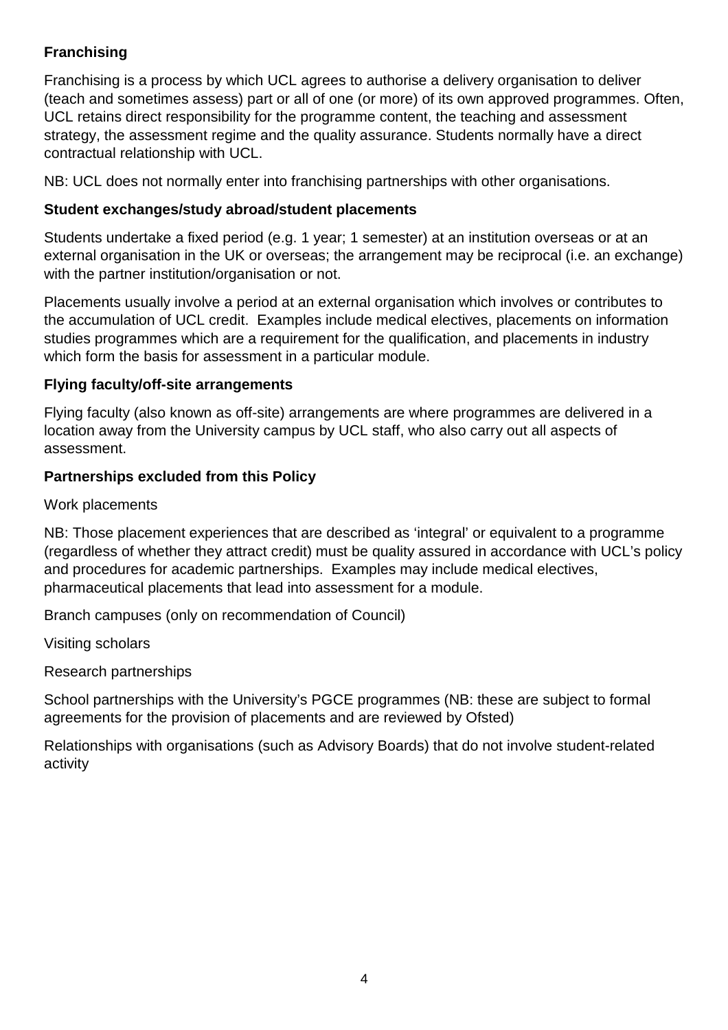**Franchising**

Franchising is a process by which UCL agrees to authorise a delivery organisation to deliver (teach and sometimes assess) part or all of one (or more) of its own approved programmes. Often, UCL retains direct responsibility for the programme content, the teaching and assessment strategy, the assessment regime and the quality assurance. Students normally have a direct contractual relationship with UCL.

NB: UCL does not normally enter into franchising partnerships with other organisations.

**Student exchanges/study abroad/student placements**

Students undertake a fixed period (e.g. 1 year; 1 semester) at an institution overseas or at an external organisation in the UK or overseas; the arrangement may be reciprocal (i.e. an exchange) with the partner institution/organisation or not.

Placements usually involve a period at an external organisation which involves or contributes to the accumulation of UCL credit. Examples include medical electives, placements on information studies programmes which are a requirement for the qualification, and placements in industry which form the basis for assessment in a particular module.

**Flying faculty/off-site arrangements**

Flying faculty (also known as off-site) arrangements are where programmes are delivered in a location away from the University campus by UCL staff, who also carry out all aspects of assessment.

**Partnerships excluded from this Policy**

Work placements

NB: Those placement experiences that are described as 'integral' or equivalent to a programme (regardless of whether they attract credit) must be quality assured in accordance with UCL's policy and procedures for academic partnerships. Examples may include medical electives, pharmaceutical placements that lead into assessment for a module.

Branch campuses (only on recommendation of Council)

Visiting scholars

Research partnerships

School partnerships with the University's PGCE programmes (NB: these are subject to formal agreements for the provision of placements and are reviewed by Ofsted)

Relationships with organisations (such as Advisory Boards) that do not involve student-related activity